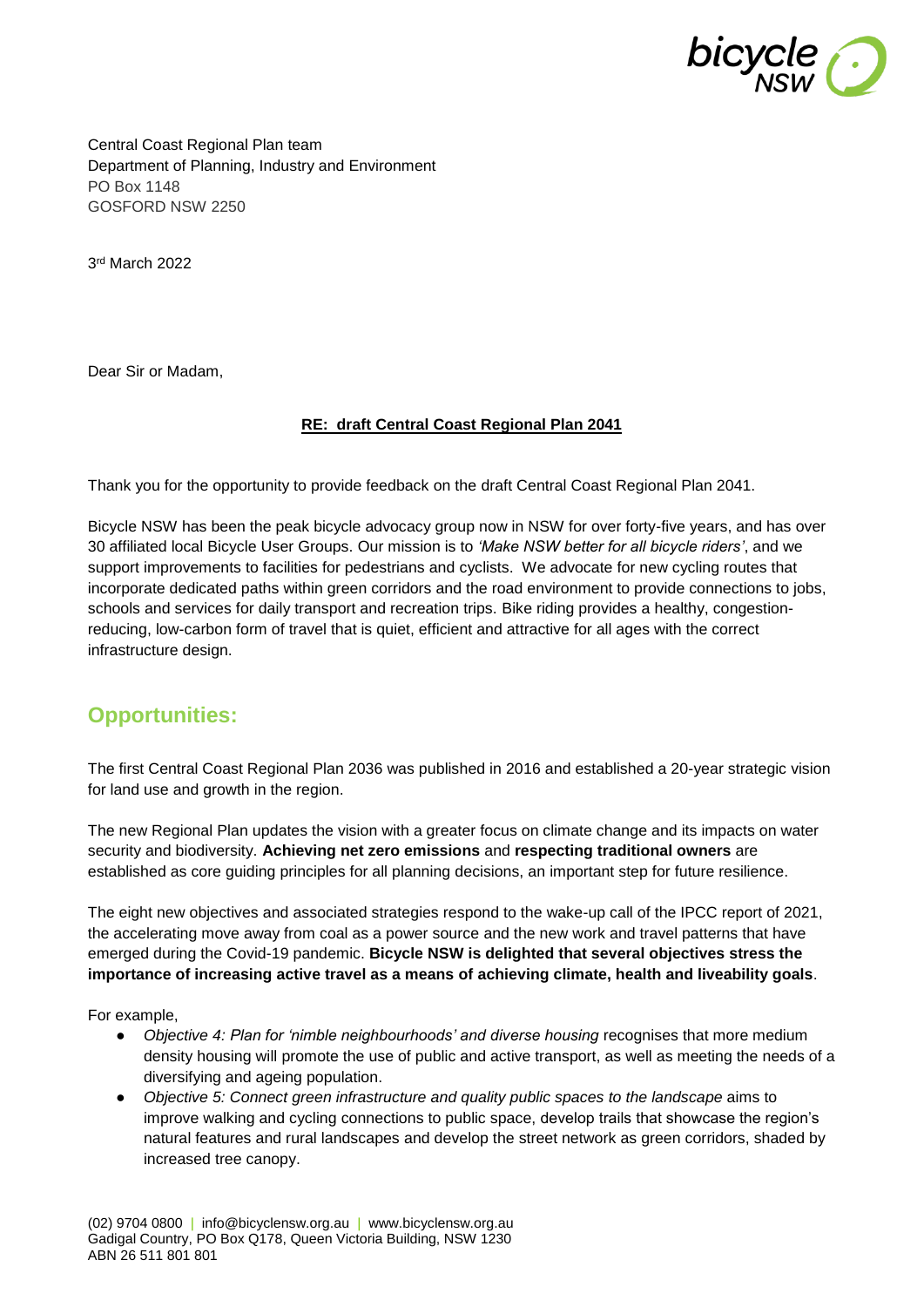Central Coast Regional Plan team
Department of Planning, Industry and Environment
PO Box 1148
GOSFORD NSW 2250

3rd March 2022

Dear Sir or Madam,

**RE: draft Central Coast Regional Plan 2041**

Thank you for the opportunity to provide feedback on the draft Central Coast Regional Plan 2041.

Bicycle NSW has been the peak bicycle advocacy group now in NSW for over forty-five years, and has over 30 affiliated local Bicycle User Groups. Our mission is to *'Make NSW better for all bicycle riders'*, and we support improvements to facilities for pedestrians and cyclists. We advocate for new cycling routes that incorporate dedicated paths within green corridors and the road environment to provide connections to jobs, schools and services for daily transport and recreation trips. Bike riding provides a healthy, congestion-reducing, low-carbon form of travel that is quiet, efficient and attractive for all ages with the correct infrastructure design.

## Opportunities:

The first Central Coast Regional Plan 2036 was published in 2016 and established a 20-year strategic vision for land use and growth in the region.

The new Regional Plan updates the vision with a greater focus on climate change and its impacts on water security and biodiversity. **Achieving net zero emissions** and **respecting traditional owners** are established as core guiding principles for all planning decisions, an important step for future resilience.

The eight new objectives and associated strategies respond to the wake-up call of the IPCC report of 2021, the accelerating move away from coal as a power source and the new work and travel patterns that have emerged during the Covid-19 pandemic. **Bicycle NSW is delighted that several objectives stress the importance of increasing active travel as a means of achieving climate, health and liveability goals**.

For example,

- *Objective 4: Plan for 'nimble neighbourhoods' and diverse housing* recognises that more medium density housing will promote the use of public and active transport, as well as meeting the needs of a diversifying and ageing population.
- *Objective 5: Connect green infrastructure and quality public spaces to the landscape* aims to improve walking and cycling connections to public space, develop trails that showcase the region's natural features and rural landscapes and develop the street network as green corridors, shaded by increased tree canopy.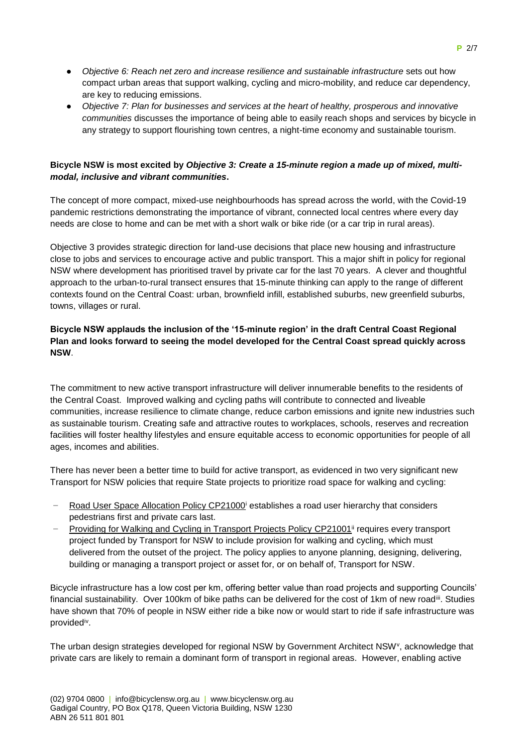- *Objective 6: Reach net zero and increase resilience and sustainable infrastructure* sets out how compact urban areas that support walking, cycling and micro-mobility, and reduce car dependency, are key to reducing emissions.
- *Objective 7: Plan for businesses and services at the heart of healthy, prosperous and innovative communities* discusses the importance of being able to easily reach shops and services by bicycle in any strategy to support flourishing town centres, a night-time economy and sustainable tourism.

**Bicycle NSW is most excited by *Objective 3: Create a 15-minute region a made up of mixed, multi-modal, inclusive and vibrant communities*.**

The concept of more compact, mixed-use neighbourhoods has spread across the world, with the Covid-19 pandemic restrictions demonstrating the importance of vibrant, connected local centres where every day needs are close to home and can be met with a short walk or bike ride (or a car trip in rural areas).

Objective 3 provides strategic direction for land-use decisions that place new housing and infrastructure close to jobs and services to encourage active and public transport. This a major shift in policy for regional NSW where development has prioritised travel by private car for the last 70 years. A clever and thoughtful approach to the urban-to-rural transect ensures that 15-minute thinking can apply to the range of different contexts found on the Central Coast: urban, brownfield infill, established suburbs, new greenfield suburbs, towns, villages or rural.

**Bicycle NSW applauds the inclusion of the '15-minute region' in the draft Central Coast Regional Plan and looks forward to seeing the model developed for the Central Coast spread quickly across NSW**.

The commitment to new active transport infrastructure will deliver innumerable benefits to the residents of the Central Coast. Improved walking and cycling paths will contribute to connected and liveable communities, increase resilience to climate change, reduce carbon emissions and ignite new industries such as sustainable tourism. Creating safe and attractive routes to workplaces, schools, reserves and recreation facilities will foster healthy lifestyles and ensure equitable access to economic opportunities for people of all ages, incomes and abilities.

There has never been a better time to build for active transport, as evidenced in two very significant new Transport for NSW policies that require State projects to prioritize road space for walking and cycling:

- Road User Space Allocation Policy CP21000[i] establishes a road user hierarchy that considers pedestrians first and private cars last.
- Providing for Walking and Cycling in Transport Projects Policy CP21001[ii] requires every transport project funded by Transport for NSW to include provision for walking and cycling, which must delivered from the outset of the project. The policy applies to anyone planning, designing, delivering, building or managing a transport project or asset for, or on behalf of, Transport for NSW.

Bicycle infrastructure has a low cost per km, offering better value than road projects and supporting Councils' financial sustainability. Over 100km of bike paths can be delivered for the cost of 1km of new road[iii]. Studies have shown that 70% of people in NSW either ride a bike now or would start to ride if safe infrastructure was provided[iv].

The urban design strategies developed for regional NSW by Government Architect NSW[v], acknowledge that private cars are likely to remain a dominant form of transport in regional areas. However, enabling active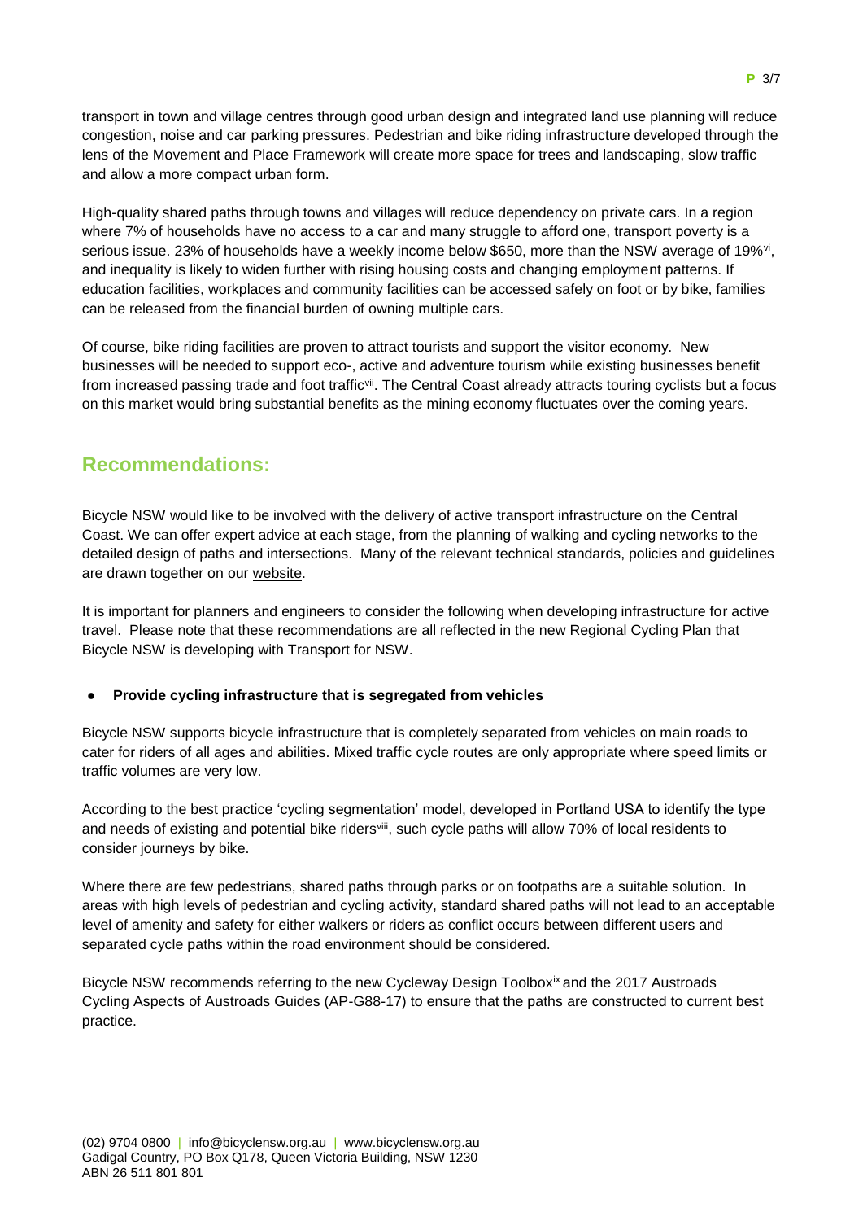transport in town and village centres through good urban design and integrated land use planning will reduce congestion, noise and car parking pressures. Pedestrian and bike riding infrastructure developed through the lens of the Movement and Place Framework will create more space for trees and landscaping, slow traffic and allow a more compact urban form.

High-quality shared paths through towns and villages will reduce dependency on private cars. In a region where 7% of households have no access to a car and many struggle to afford one, transport poverty is a serious issue. 23% of households have a weekly income below $650, more than the NSW average of 19%[vi], and inequality is likely to widen further with rising housing costs and changing employment patterns. If education facilities, workplaces and community facilities can be accessed safely on foot or by bike, families can be released from the financial burden of owning multiple cars.

Of course, bike riding facilities are proven to attract tourists and support the visitor economy. New businesses will be needed to support eco-, active and adventure tourism while existing businesses benefit from increased passing trade and foot traffic[vii]. The Central Coast already attracts touring cyclists but a focus on this market would bring substantial benefits as the mining economy fluctuates over the coming years.

## Recommendations:

Bicycle NSW would like to be involved with the delivery of active transport infrastructure on the Central Coast. We can offer expert advice at each stage, from the planning of walking and cycling networks to the detailed design of paths and intersections. Many of the relevant technical standards, policies and guidelines are drawn together on our website.

It is important for planners and engineers to consider the following when developing infrastructure for active travel. Please note that these recommendations are all reflected in the new Regional Cycling Plan that Bicycle NSW is developing with Transport for NSW.

- **Provide cycling infrastructure that is segregated from vehicles**

Bicycle NSW supports bicycle infrastructure that is completely separated from vehicles on main roads to cater for riders of all ages and abilities. Mixed traffic cycle routes are only appropriate where speed limits or traffic volumes are very low.

According to the best practice 'cycling segmentation' model, developed in Portland USA to identify the type and needs of existing and potential bike riders[viii], such cycle paths will allow 70% of local residents to consider journeys by bike.

Where there are few pedestrians, shared paths through parks or on footpaths are a suitable solution. In areas with high levels of pedestrian and cycling activity, standard shared paths will not lead to an acceptable level of amenity and safety for either walkers or riders as conflict occurs between different users and separated cycle paths within the road environment should be considered.

Bicycle NSW recommends referring to the new Cycleway Design Toolbox[ix] and the 2017 Austroads Cycling Aspects of Austroads Guides (AP-G88-17) to ensure that the paths are constructed to current best practice.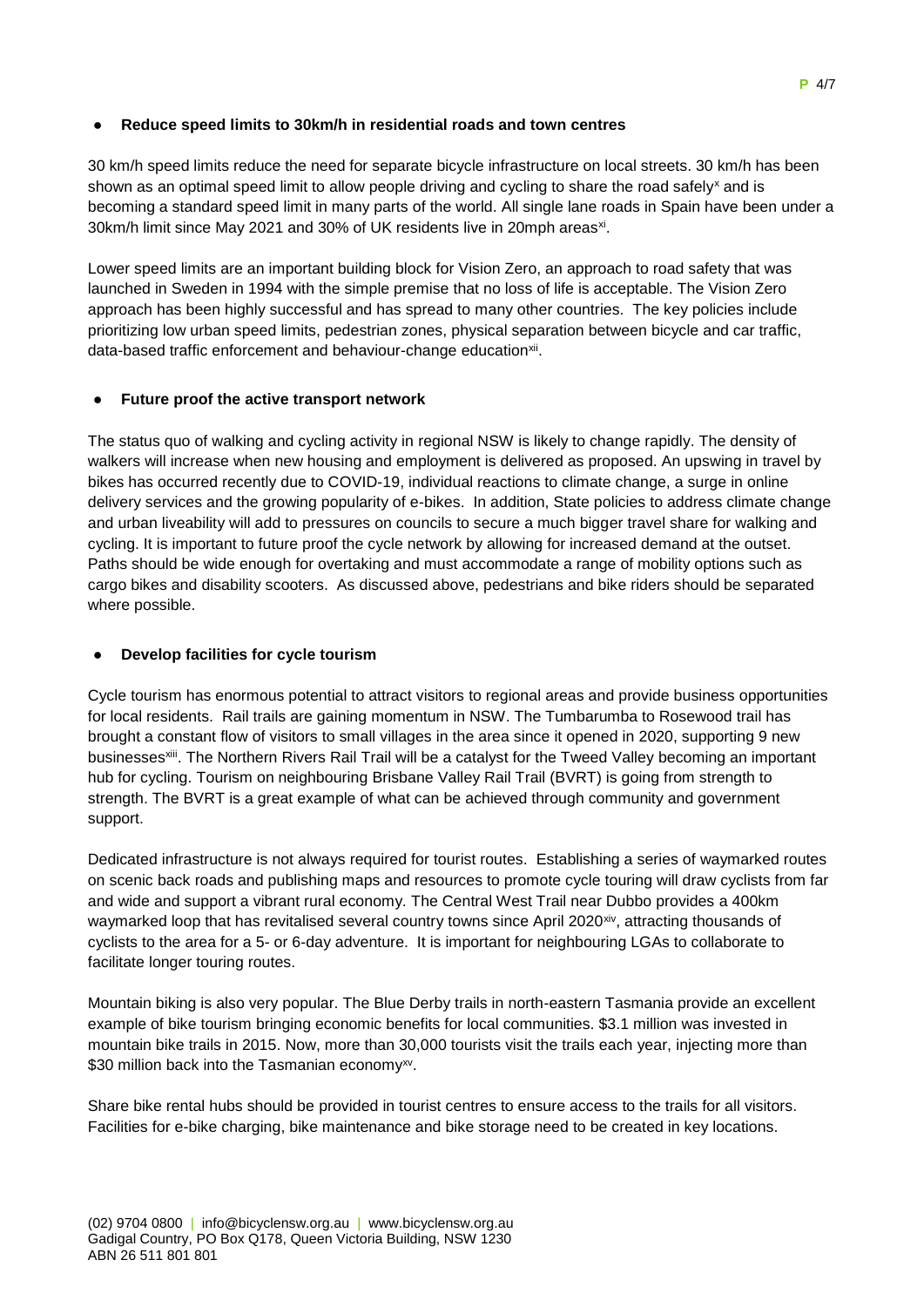- **Reduce speed limits to 30km/h in residential roads and town centres**

30 km/h speed limits reduce the need for separate bicycle infrastructure on local streets. 30 km/h has been shown as an optimal speed limit to allow people driving and cycling to share the road safely[x] and is becoming a standard speed limit in many parts of the world. All single lane roads in Spain have been under a 30km/h limit since May 2021 and 30% of UK residents live in 20mph areas[xi].

Lower speed limits are an important building block for Vision Zero, an approach to road safety that was launched in Sweden in 1994 with the simple premise that no loss of life is acceptable. The Vision Zero approach has been highly successful and has spread to many other countries. The key policies include prioritizing low urban speed limits, pedestrian zones, physical separation between bicycle and car traffic, data-based traffic enforcement and behaviour-change education[xii].

- **Future proof the active transport network**

The status quo of walking and cycling activity in regional NSW is likely to change rapidly. The density of walkers will increase when new housing and employment is delivered as proposed. An upswing in travel by bikes has occurred recently due to COVID-19, individual reactions to climate change, a surge in online delivery services and the growing popularity of e-bikes. In addition, State policies to address climate change and urban liveability will add to pressures on councils to secure a much bigger travel share for walking and cycling. It is important to future proof the cycle network by allowing for increased demand at the outset. Paths should be wide enough for overtaking and must accommodate a range of mobility options such as cargo bikes and disability scooters. As discussed above, pedestrians and bike riders should be separated where possible.

- **Develop facilities for cycle tourism**

Cycle tourism has enormous potential to attract visitors to regional areas and provide business opportunities for local residents. Rail trails are gaining momentum in NSW. The Tumbarumba to Rosewood trail has brought a constant flow of visitors to small villages in the area since it opened in 2020, supporting 9 new businesses[xiii]. The Northern Rivers Rail Trail will be a catalyst for the Tweed Valley becoming an important hub for cycling. Tourism on neighbouring Brisbane Valley Rail Trail (BVRT) is going from strength to strength. The BVRT is a great example of what can be achieved through community and government support.

Dedicated infrastructure is not always required for tourist routes. Establishing a series of waymarked routes on scenic back roads and publishing maps and resources to promote cycle touring will draw cyclists from far and wide and support a vibrant rural economy. The Central West Trail near Dubbo provides a 400km waymarked loop that has revitalised several country towns since April 2020[xiv], attracting thousands of cyclists to the area for a 5- or 6-day adventure. It is important for neighbouring LGAs to collaborate to facilitate longer touring routes.

Mountain biking is also very popular. The Blue Derby trails in north-eastern Tasmania provide an excellent example of bike tourism bringing economic benefits for local communities. $3.1 million was invested in mountain bike trails in 2015. Now, more than 30,000 tourists visit the trails each year, injecting more than $30 million back into the Tasmanian economy[xv].

Share bike rental hubs should be provided in tourist centres to ensure access to the trails for all visitors. Facilities for e-bike charging, bike maintenance and bike storage need to be created in key locations.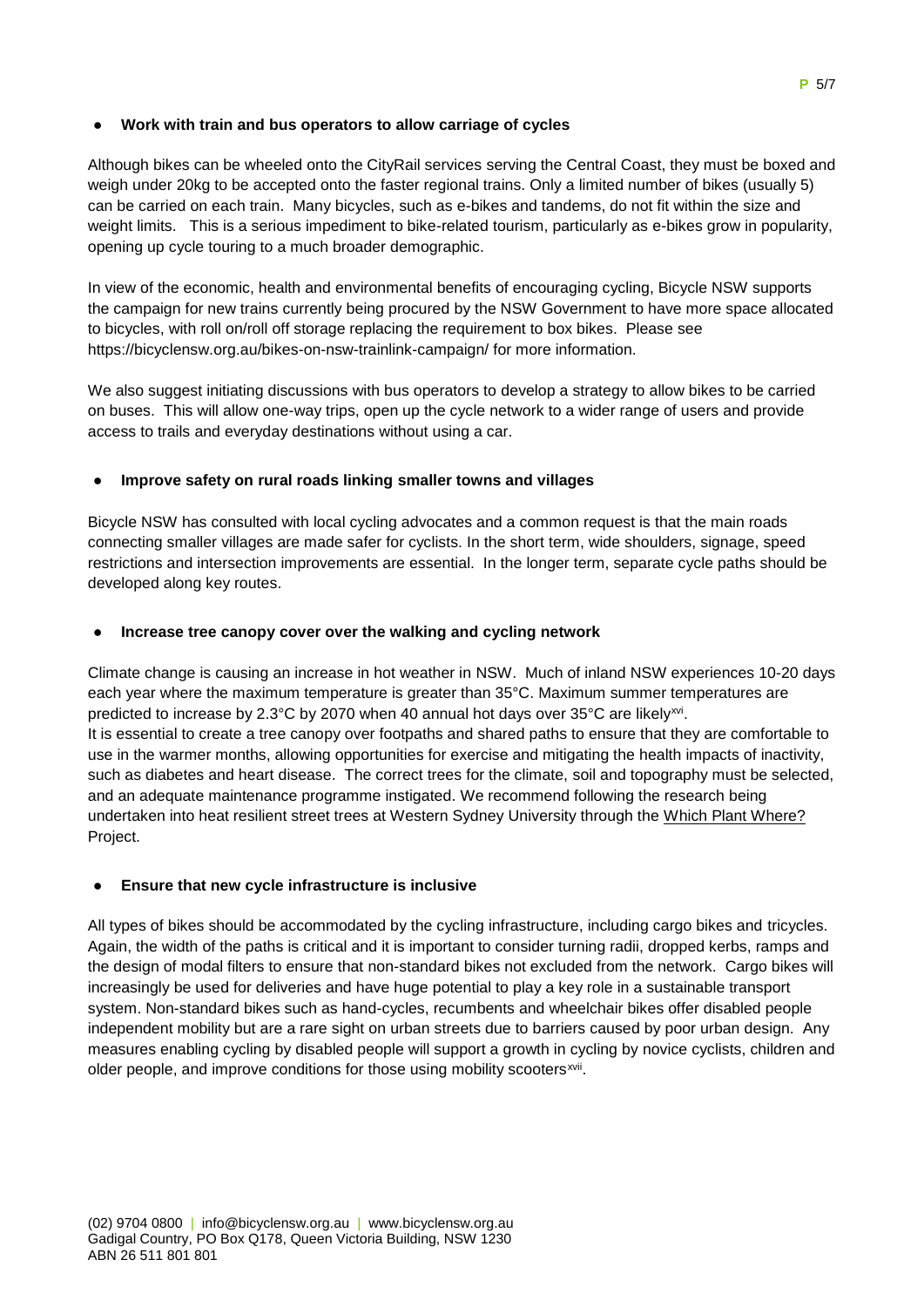- **Work with train and bus operators to allow carriage of cycles**

Although bikes can be wheeled onto the CityRail services serving the Central Coast, they must be boxed and weigh under 20kg to be accepted onto the faster regional trains. Only a limited number of bikes (usually 5) can be carried on each train. Many bicycles, such as e-bikes and tandems, do not fit within the size and weight limits. This is a serious impediment to bike-related tourism, particularly as e-bikes grow in popularity, opening up cycle touring to a much broader demographic.

In view of the economic, health and environmental benefits of encouraging cycling, Bicycle NSW supports the campaign for new trains currently being procured by the NSW Government to have more space allocated to bicycles, with roll on/roll off storage replacing the requirement to box bikes. Please see https://bicyclensw.org.au/bikes-on-nsw-trainlink-campaign/ for more information.

We also suggest initiating discussions with bus operators to develop a strategy to allow bikes to be carried on buses. This will allow one-way trips, open up the cycle network to a wider range of users and provide access to trails and everyday destinations without using a car.

- **Improve safety on rural roads linking smaller towns and villages**

Bicycle NSW has consulted with local cycling advocates and a common request is that the main roads connecting smaller villages are made safer for cyclists. In the short term, wide shoulders, signage, speed restrictions and intersection improvements are essential. In the longer term, separate cycle paths should be developed along key routes.

- **Increase tree canopy cover over the walking and cycling network**

Climate change is causing an increase in hot weather in NSW. Much of inland NSW experiences 10-20 days each year where the maximum temperature is greater than 35°C. Maximum summer temperatures are predicted to increase by 2.3°C by 2070 when 40 annual hot days over 35°C are likely[xvi].
It is essential to create a tree canopy over footpaths and shared paths to ensure that they are comfortable to use in the warmer months, allowing opportunities for exercise and mitigating the health impacts of inactivity, such as diabetes and heart disease. The correct trees for the climate, soil and topography must be selected, and an adequate maintenance programme instigated. We recommend following the research being undertaken into heat resilient street trees at Western Sydney University through the Which Plant Where? Project.

- **Ensure that new cycle infrastructure is inclusive**

All types of bikes should be accommodated by the cycling infrastructure, including cargo bikes and tricycles. Again, the width of the paths is critical and it is important to consider turning radii, dropped kerbs, ramps and the design of modal filters to ensure that non-standard bikes not excluded from the network. Cargo bikes will increasingly be used for deliveries and have huge potential to play a key role in a sustainable transport system. Non-standard bikes such as hand-cycles, recumbents and wheelchair bikes offer disabled people independent mobility but are a rare sight on urban streets due to barriers caused by poor urban design. Any measures enabling cycling by disabled people will support a growth in cycling by novice cyclists, children and older people, and improve conditions for those using mobility scooters[xvii].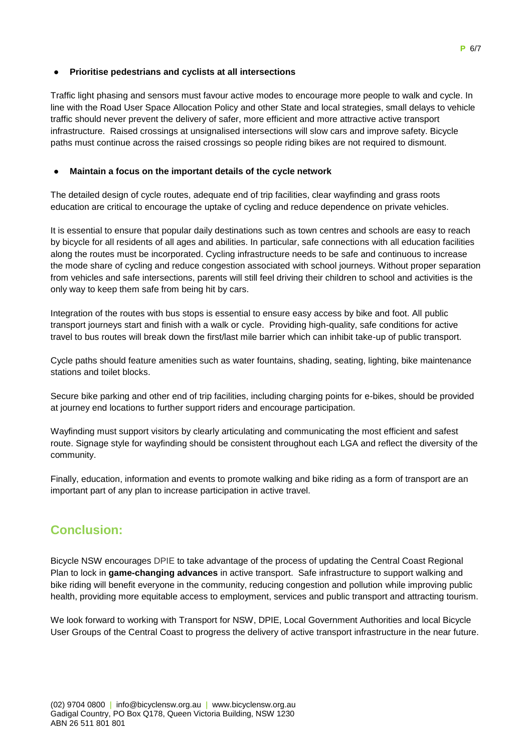- **Prioritise pedestrians and cyclists at all intersections**

Traffic light phasing and sensors must favour active modes to encourage more people to walk and cycle. In line with the Road User Space Allocation Policy and other State and local strategies, small delays to vehicle traffic should never prevent the delivery of safer, more efficient and more attractive active transport infrastructure. Raised crossings at unsignalised intersections will slow cars and improve safety. Bicycle paths must continue across the raised crossings so people riding bikes are not required to dismount.

- **Maintain a focus on the important details of the cycle network**

The detailed design of cycle routes, adequate end of trip facilities, clear wayfinding and grass roots education are critical to encourage the uptake of cycling and reduce dependence on private vehicles.

It is essential to ensure that popular daily destinations such as town centres and schools are easy to reach by bicycle for all residents of all ages and abilities. In particular, safe connections with all education facilities along the routes must be incorporated. Cycling infrastructure needs to be safe and continuous to increase the mode share of cycling and reduce congestion associated with school journeys. Without proper separation from vehicles and safe intersections, parents will still feel driving their children to school and activities is the only way to keep them safe from being hit by cars.

Integration of the routes with bus stops is essential to ensure easy access by bike and foot. All public transport journeys start and finish with a walk or cycle. Providing high-quality, safe conditions for active travel to bus routes will break down the first/last mile barrier which can inhibit take-up of public transport.

Cycle paths should feature amenities such as water fountains, shading, seating, lighting, bike maintenance stations and toilet blocks.

Secure bike parking and other end of trip facilities, including charging points for e-bikes, should be provided at journey end locations to further support riders and encourage participation.

Wayfinding must support visitors by clearly articulating and communicating the most efficient and safest route. Signage style for wayfinding should be consistent throughout each LGA and reflect the diversity of the community.

Finally, education, information and events to promote walking and bike riding as a form of transport are an important part of any plan to increase participation in active travel.

## Conclusion:

Bicycle NSW encourages DPIE to take advantage of the process of updating the Central Coast Regional Plan to lock in **game-changing advances** in active transport. Safe infrastructure to support walking and bike riding will benefit everyone in the community, reducing congestion and pollution while improving public health, providing more equitable access to employment, services and public transport and attracting tourism.

We look forward to working with Transport for NSW, DPIE, Local Government Authorities and local Bicycle User Groups of the Central Coast to progress the delivery of active transport infrastructure in the near future.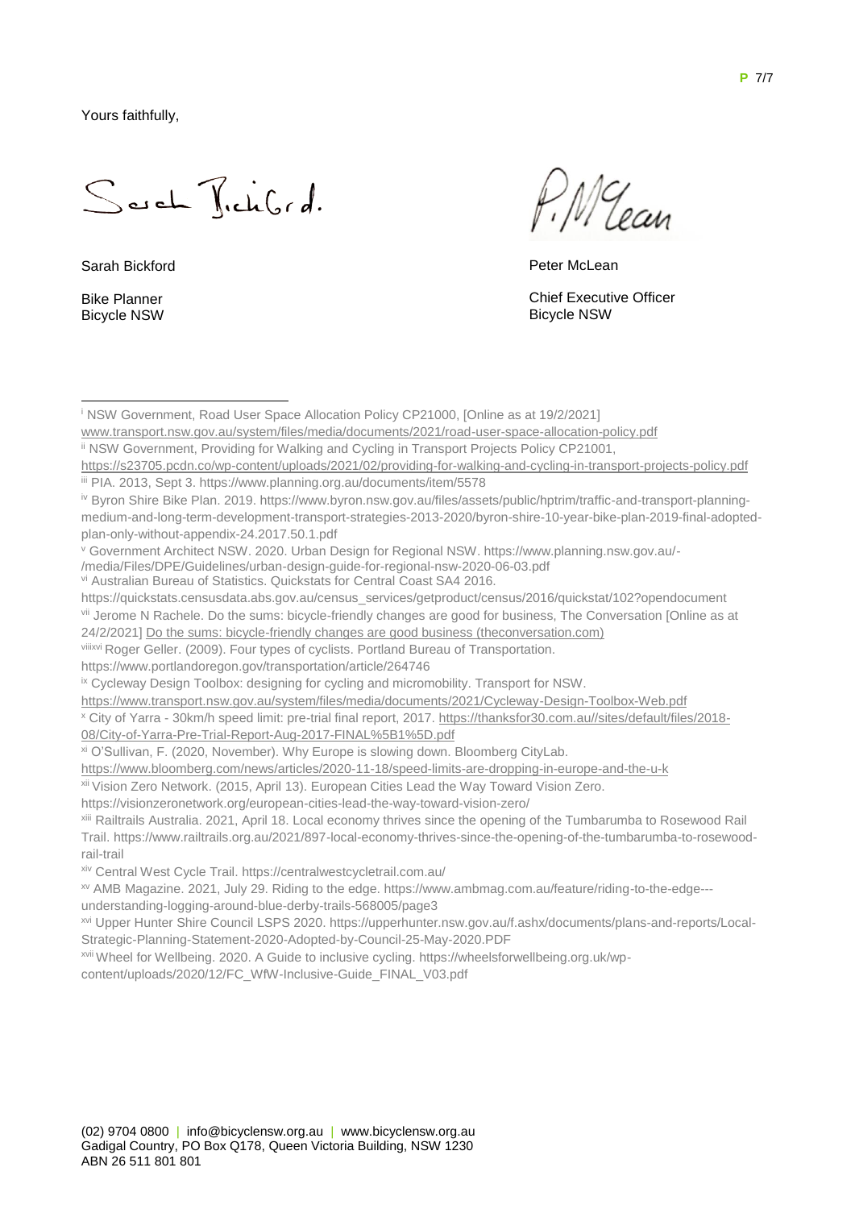Yours faithfully,

Sarah Bickford

Bike Planner
Bicycle NSW

Peter McLean

Chief Executive Officer
Bicycle NSW

---

[i] NSW Government, Road User Space Allocation Policy CP21000, [Online as at 19/2/2021] www.transport.nsw.gov.au/system/files/media/documents/2021/road-user-space-allocation-policy.pdf

[ii] NSW Government, Providing for Walking and Cycling in Transport Projects Policy CP21001, https://s23705.pcdn.co/wp-content/uploads/2021/02/providing-for-walking-and-cycling-in-transport-projects-policy.pdf

[iii] PIA. 2013, Sept 3. https://www.planning.org.au/documents/item/5578

[iv] Byron Shire Bike Plan. 2019. https://www.byron.nsw.gov.au/files/assets/public/hptrim/traffic-and-transport-planning-medium-and-long-term-development-transport-strategies-2013-2020/byron-shire-10-year-bike-plan-2019-final-adopted-plan-only-without-appendix-24.2017.50.1.pdf

[v] Government Architect NSW. 2020. Urban Design for Regional NSW. https://www.planning.nsw.gov.au/-/media/Files/DPE/Guidelines/urban-design-guide-for-regional-nsw-2020-06-03.pdf

[vi] Australian Bureau of Statistics. Quickstats for Central Coast SA4 2016. https://quickstats.censusdata.abs.gov.au/census_services/getproduct/census/2016/quickstat/102?opendocument

[vii] Jerome N Rachele. Do the sums: bicycle-friendly changes are good for business, The Conversation [Online as at 24/2/2021] Do the sums: bicycle-friendly changes are good business (theconversation.com)

[viiixvi] Roger Geller. (2009). Four types of cyclists. Portland Bureau of Transportation. https://www.portlandoregon.gov/transportation/article/264746

[ix] Cycleway Design Toolbox: designing for cycling and micromobility. Transport for NSW. https://www.transport.nsw.gov.au/system/files/media/documents/2021/Cycleway-Design-Toolbox-Web.pdf

[x] City of Yarra - 30km/h speed limit: pre-trial final report, 2017. https://thanksfor30.com.au//sites/default/files/2018-08/City-of-Yarra-Pre-Trial-Report-Aug-2017-FINAL%5B1%5D.pdf

[xi] O'Sullivan, F. (2020, November). Why Europe is slowing down. Bloomberg CityLab. https://www.bloomberg.com/news/articles/2020-11-18/speed-limits-are-dropping-in-europe-and-the-u-k

[xii] Vision Zero Network. (2015, April 13). European Cities Lead the Way Toward Vision Zero. https://visionzeronetwork.org/european-cities-lead-the-way-toward-vision-zero/

[xiii] Railtrails Australia. 2021, April 18. Local economy thrives since the opening of the Tumbarumba to Rosewood Rail Trail. https://www.railtrails.org.au/2021/897-local-economy-thrives-since-the-opening-of-the-tumbarumba-to-rosewood-rail-trail

[xiv] Central West Cycle Trail. https://centralwestcycletrail.com.au/

[xv] AMB Magazine. 2021, July 29. Riding to the edge. https://www.ambmag.com.au/feature/riding-to-the-edge---understanding-logging-around-blue-derby-trails-568005/page3

[xvi] Upper Hunter Shire Council LSPS 2020. https://upperhunter.nsw.gov.au/f.ashx/documents/plans-and-reports/Local-Strategic-Planning-Statement-2020-Adopted-by-Council-25-May-2020.PDF

[xvii] Wheel for Wellbeing. 2020. A Guide to inclusive cycling. https://wheelsforwellbeing.org.uk/wp-content/uploads/2020/12/FC_WfW-Inclusive-Guide_FINAL_V03.pdf